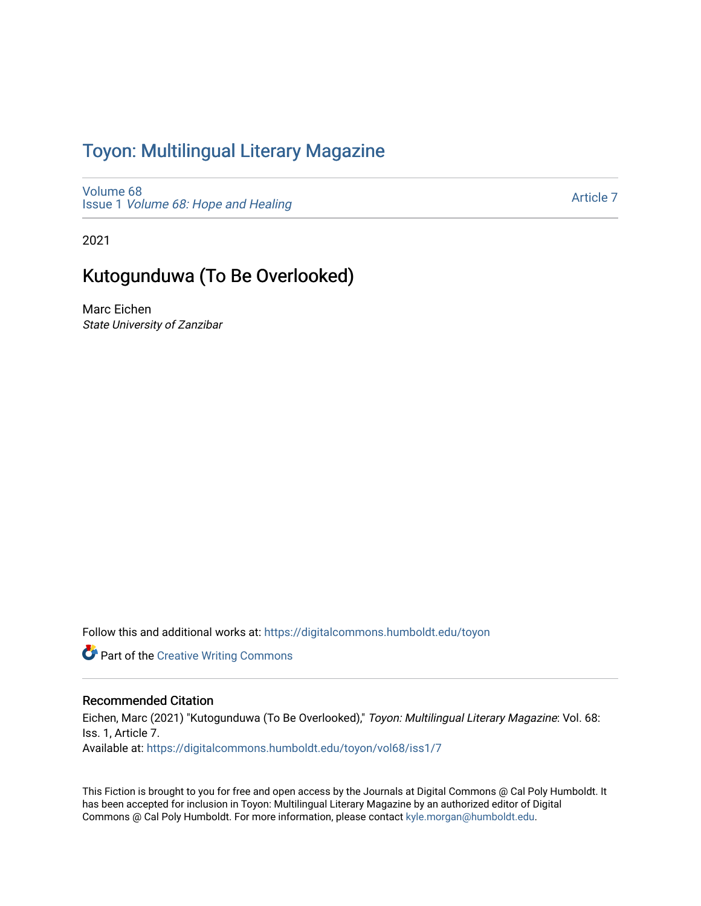# Toyon: Multilingual Literary Magazine

Volume 68
Issue 1 *Volume 68: Hope and Healing*

Article 7

2021

## Kutogunduwa (To Be Overlooked)

Marc Eichen
*State University of Zanzibar*

Follow this and additional works at: https://digitalcommons.humboldt.edu/toyon

Part of the Creative Writing Commons

### Recommended Citation

Eichen, Marc (2021) "Kutogunduwa (To Be Overlooked)," *Toyon: Multilingual Literary Magazine*: Vol. 68: Iss. 1, Article 7.
Available at: https://digitalcommons.humboldt.edu/toyon/vol68/iss1/7

This Fiction is brought to you for free and open access by the Journals at Digital Commons @ Cal Poly Humboldt. It has been accepted for inclusion in Toyon: Multilingual Literary Magazine by an authorized editor of Digital Commons @ Cal Poly Humboldt. For more information, please contact kyle.morgan@humboldt.edu.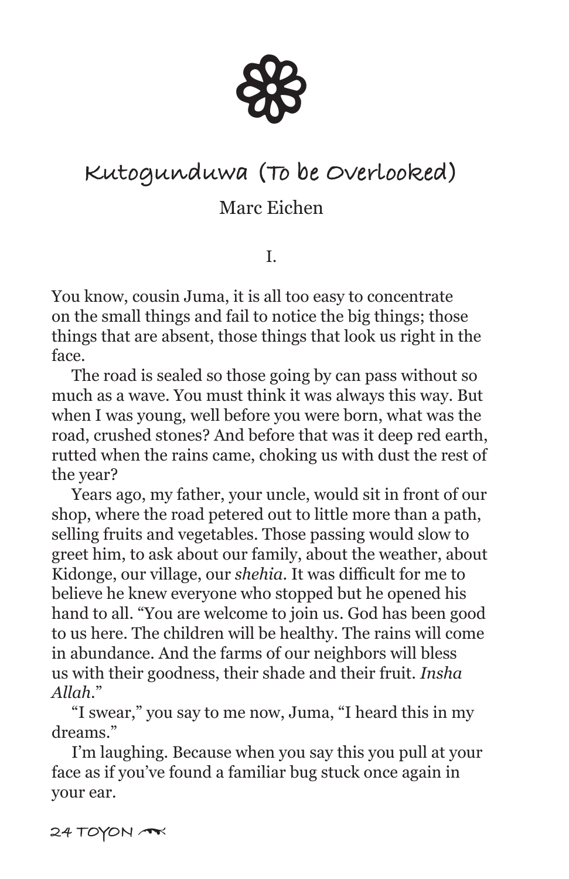# Kutogunduwa (To be Overlooked)

Marc Eichen

I.

You know, cousin Juma, it is all too easy to concentrate on the small things and fail to notice the big things; those things that are absent, those things that look us right in the face.

The road is sealed so those going by can pass without so much as a wave. You must think it was always this way. But when I was young, well before you were born, what was the road, crushed stones? And before that was it deep red earth, rutted when the rains came, choking us with dust the rest of the year?

Years ago, my father, your uncle, would sit in front of our shop, where the road petered out to little more than a path, selling fruits and vegetables. Those passing would slow to greet him, to ask about our family, about the weather, about Kidonge, our village, our *shehia*. It was difficult for me to believe he knew everyone who stopped but he opened his hand to all. "You are welcome to join us. God has been good to us here. The children will be healthy. The rains will come in abundance. And the farms of our neighbors will bless us with their goodness, their shade and their fruit. *Insha Allah*."

"I swear," you say to me now, Juma, "I heard this in my dreams."

I'm laughing. Because when you say this you pull at your face as if you've found a familiar bug stuck once again in your ear.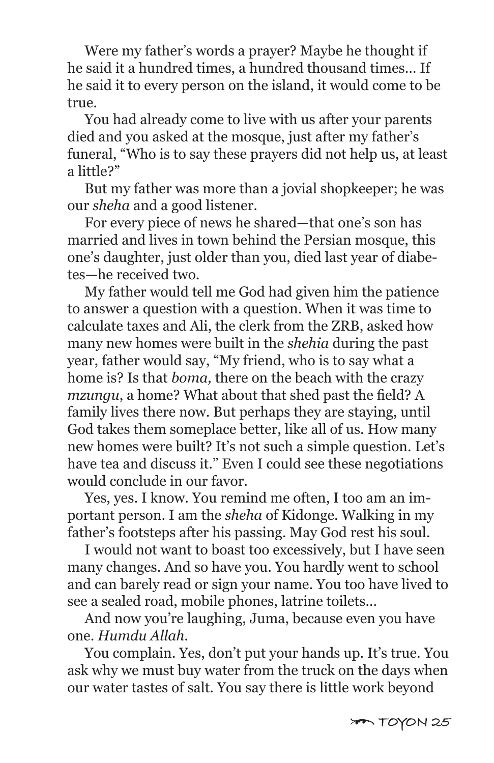Were my father's words a prayer? Maybe he thought if he said it a hundred times, a hundred thousand times… If he said it to every person on the island, it would come to be true.

You had already come to live with us after your parents died and you asked at the mosque, just after my father's funeral, "Who is to say these prayers did not help us, at least a little?"

But my father was more than a jovial shopkeeper; he was our *sheha* and a good listener.

For every piece of news he shared—that one's son has married and lives in town behind the Persian mosque, this one's daughter, just older than you, died last year of diabetes—he received two.

My father would tell me God had given him the patience to answer a question with a question. When it was time to calculate taxes and Ali, the clerk from the ZRB, asked how many new homes were built in the *shehia* during the past year, father would say, "My friend, who is to say what a home is? Is that *boma,* there on the beach with the crazy *mzungu*, a home? What about that shed past the field? A family lives there now. But perhaps they are staying, until God takes them someplace better, like all of us. How many new homes were built? It's not such a simple question. Let's have tea and discuss it." Even I could see these negotiations would conclude in our favor.

Yes, yes. I know. You remind me often, I too am an important person. I am the *sheha* of Kidonge. Walking in my father's footsteps after his passing. May God rest his soul.

I would not want to boast too excessively, but I have seen many changes. And so have you. You hardly went to school and can barely read or sign your name. You too have lived to see a sealed road, mobile phones, latrine toilets…

And now you're laughing, Juma, because even you have one. *Humdu Allah.*

You complain. Yes, don't put your hands up. It's true. You ask why we must buy water from the truck on the days when our water tastes of salt. You say there is little work beyond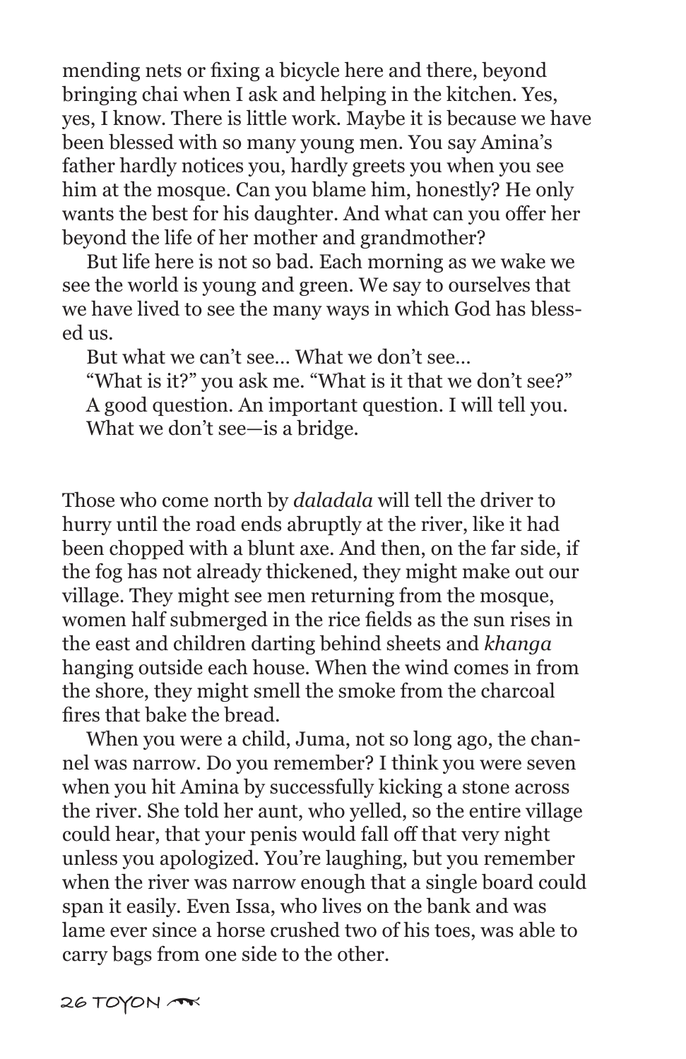mending nets or fixing a bicycle here and there, beyond bringing chai when I ask and helping in the kitchen. Yes, yes, I know. There is little work. Maybe it is because we have been blessed with so many young men. You say Amina's father hardly notices you, hardly greets you when you see him at the mosque. Can you blame him, honestly? He only wants the best for his daughter. And what can you offer her beyond the life of her mother and grandmother?

But life here is not so bad. Each morning as we wake we see the world is young and green. We say to ourselves that we have lived to see the many ways in which God has blessed us.

But what we can't see… What we don't see…

"What is it?" you ask me. "What is it that we don't see?"

A good question. An important question. I will tell you.

What we don't see—is a bridge.

Those who come north by *daladala* will tell the driver to hurry until the road ends abruptly at the river, like it had been chopped with a blunt axe. And then, on the far side, if the fog has not already thickened, they might make out our village. They might see men returning from the mosque, women half submerged in the rice fields as the sun rises in the east and children darting behind sheets and *khanga* hanging outside each house. When the wind comes in from the shore, they might smell the smoke from the charcoal fires that bake the bread.

When you were a child, Juma, not so long ago, the channel was narrow. Do you remember? I think you were seven when you hit Amina by successfully kicking a stone across the river. She told her aunt, who yelled, so the entire village could hear, that your penis would fall off that very night unless you apologized. You're laughing, but you remember when the river was narrow enough that a single board could span it easily. Even Issa, who lives on the bank and was lame ever since a horse crushed two of his toes, was able to carry bags from one side to the other.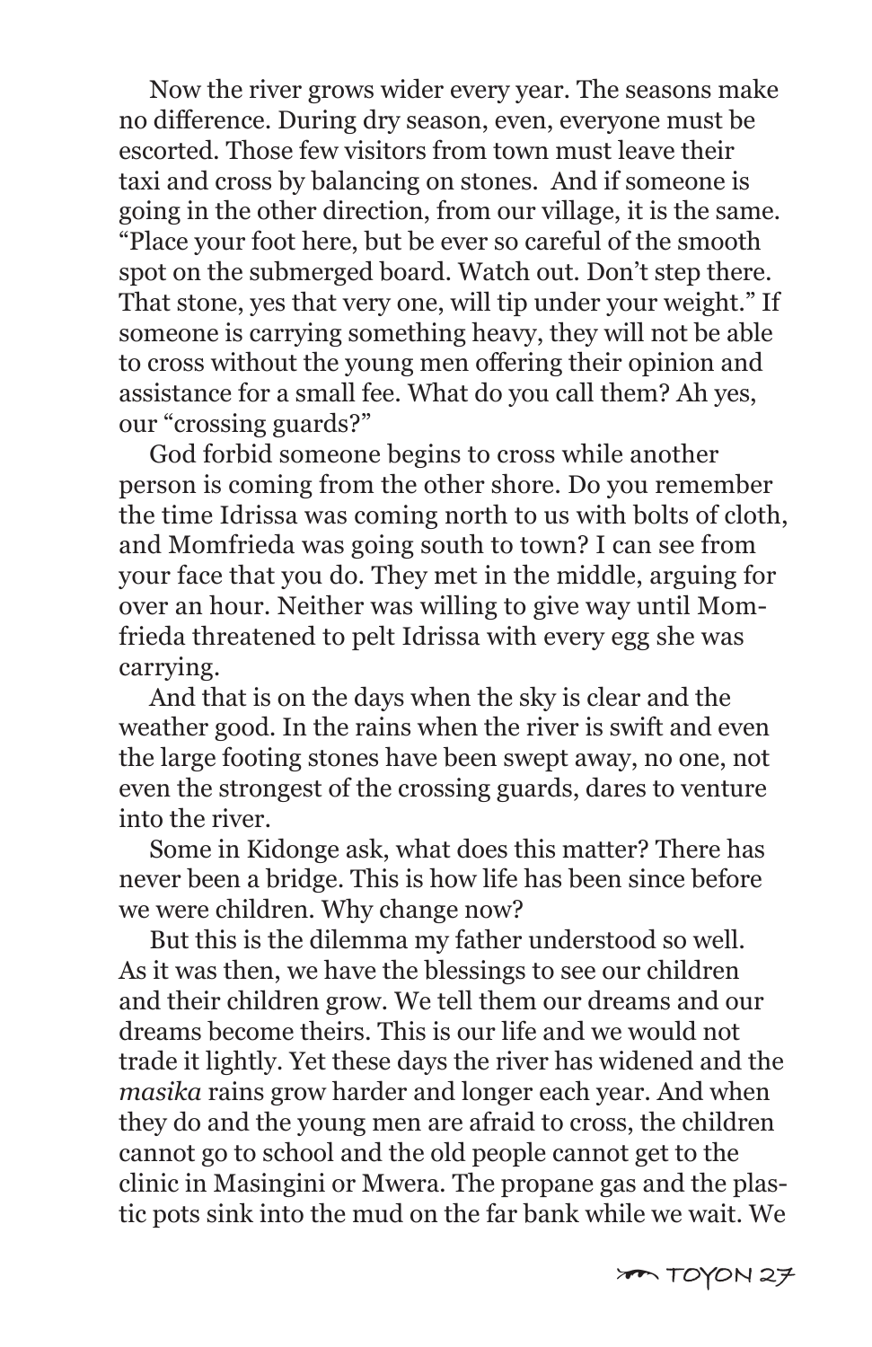Now the river grows wider every year. The seasons make no difference. During dry season, even, everyone must be escorted. Those few visitors from town must leave their taxi and cross by balancing on stones. And if someone is going in the other direction, from our village, it is the same. "Place your foot here, but be ever so careful of the smooth spot on the submerged board. Watch out. Don't step there. That stone, yes that very one, will tip under your weight." If someone is carrying something heavy, they will not be able to cross without the young men offering their opinion and assistance for a small fee. What do you call them? Ah yes, our "crossing guards?"

God forbid someone begins to cross while another person is coming from the other shore. Do you remember the time Idrissa was coming north to us with bolts of cloth, and Momfrieda was going south to town? I can see from your face that you do. They met in the middle, arguing for over an hour. Neither was willing to give way until Momfrieda threatened to pelt Idrissa with every egg she was carrying.

And that is on the days when the sky is clear and the weather good. In the rains when the river is swift and even the large footing stones have been swept away, no one, not even the strongest of the crossing guards, dares to venture into the river.

Some in Kidonge ask, what does this matter? There has never been a bridge. This is how life has been since before we were children. Why change now?

But this is the dilemma my father understood so well. As it was then, we have the blessings to see our children and their children grow. We tell them our dreams and our dreams become theirs. This is our life and we would not trade it lightly. Yet these days the river has widened and the *masika* rains grow harder and longer each year. And when they do and the young men are afraid to cross, the children cannot go to school and the old people cannot get to the clinic in Masingini or Mwera. The propane gas and the plastic pots sink into the mud on the far bank while we wait. We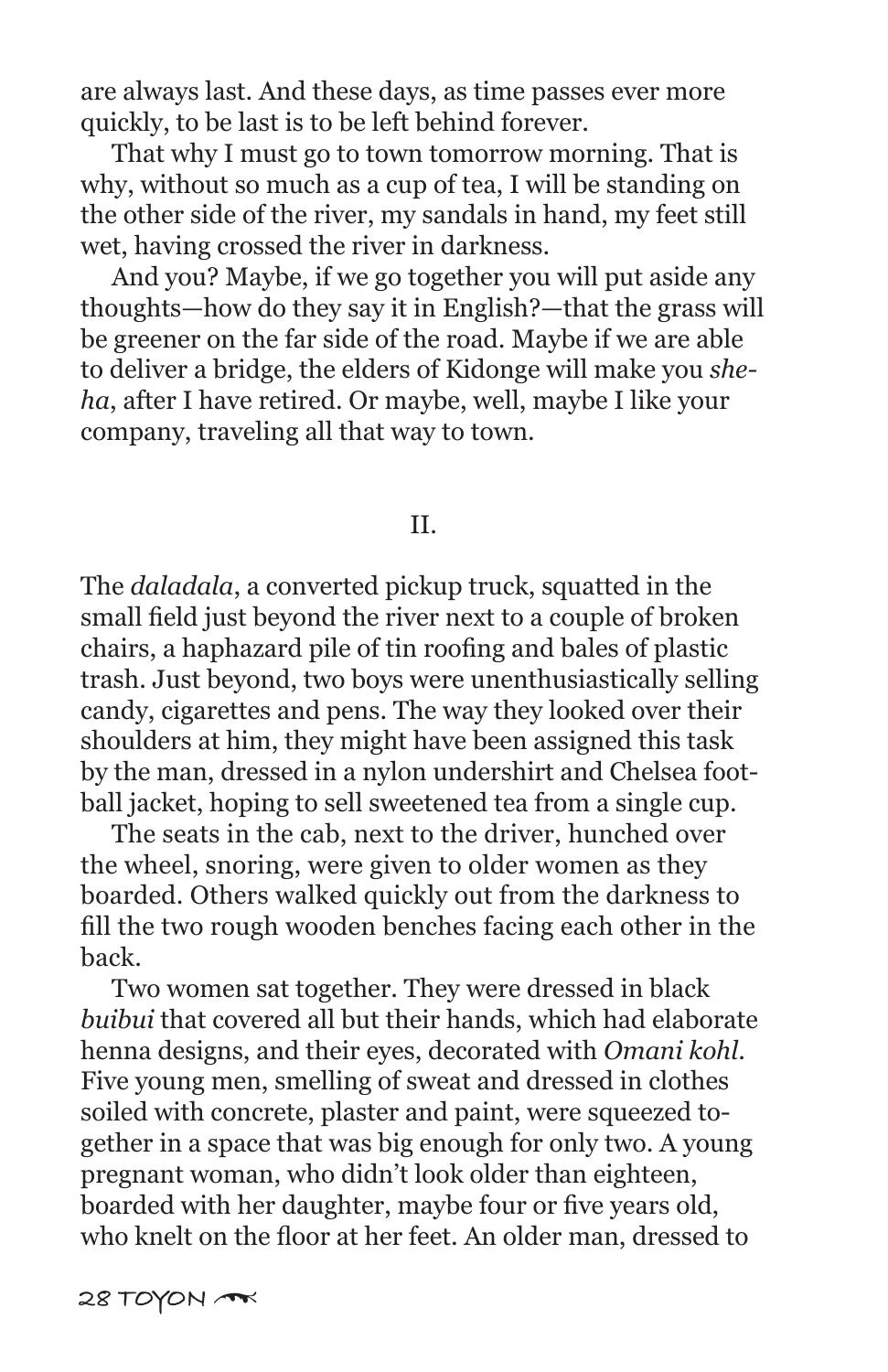are always last. And these days, as time passes ever more quickly, to be last is to be left behind forever.

That why I must go to town tomorrow morning. That is why, without so much as a cup of tea, I will be standing on the other side of the river, my sandals in hand, my feet still wet, having crossed the river in darkness.

And you? Maybe, if we go together you will put aside any thoughts—how do they say it in English?—that the grass will be greener on the far side of the road. Maybe if we are able to deliver a bridge, the elders of Kidonge will make you *sheha*, after I have retired. Or maybe, well, maybe I like your company, traveling all that way to town.

## II.

The *daladala*, a converted pickup truck, squatted in the small field just beyond the river next to a couple of broken chairs, a haphazard pile of tin roofing and bales of plastic trash. Just beyond, two boys were unenthusiastically selling candy, cigarettes and pens. The way they looked over their shoulders at him, they might have been assigned this task by the man, dressed in a nylon undershirt and Chelsea football jacket, hoping to sell sweetened tea from a single cup.

The seats in the cab, next to the driver, hunched over the wheel, snoring, were given to older women as they boarded. Others walked quickly out from the darkness to fill the two rough wooden benches facing each other in the back.

Two women sat together. They were dressed in black *buibui* that covered all but their hands, which had elaborate henna designs, and their eyes, decorated with *Omani kohl*. Five young men, smelling of sweat and dressed in clothes soiled with concrete, plaster and paint, were squeezed together in a space that was big enough for only two. A young pregnant woman, who didn't look older than eighteen, boarded with her daughter, maybe four or five years old, who knelt on the floor at her feet. An older man, dressed to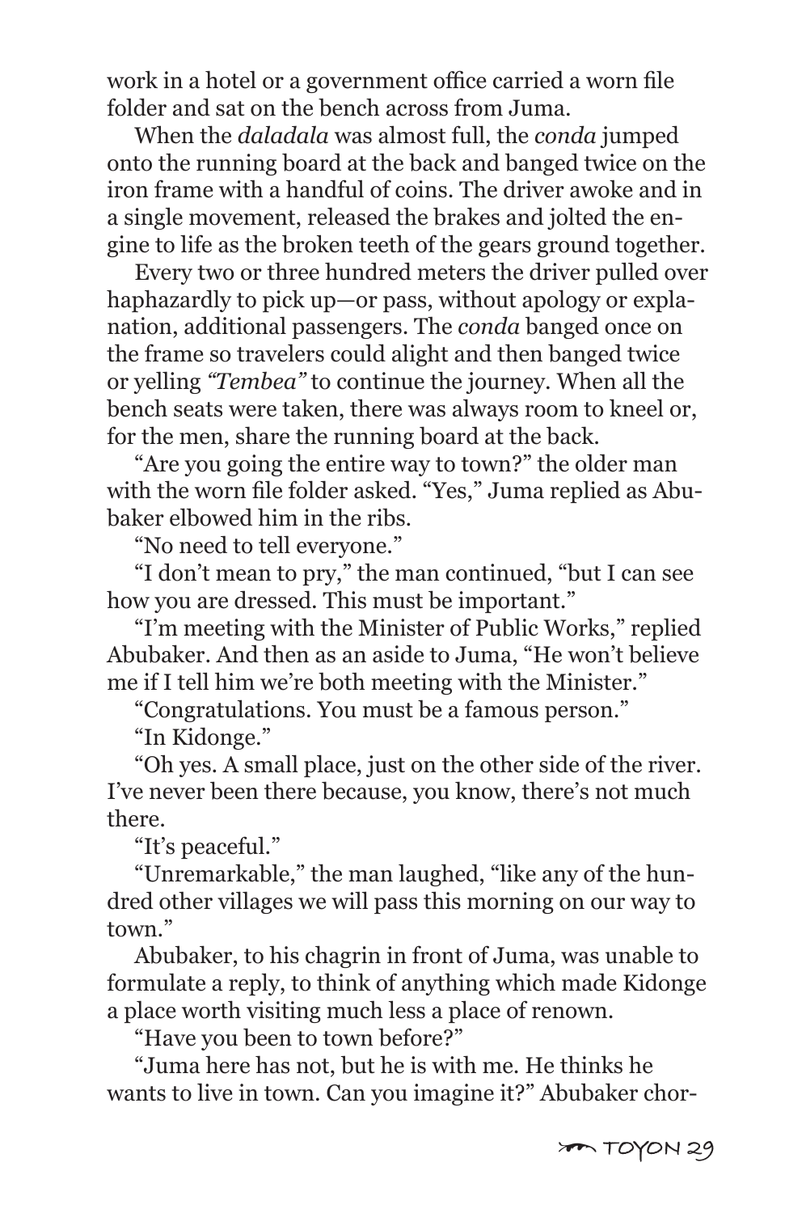work in a hotel or a government office carried a worn file folder and sat on the bench across from Juma.

When the *daladala* was almost full, the *conda* jumped onto the running board at the back and banged twice on the iron frame with a handful of coins. The driver awoke and in a single movement, released the brakes and jolted the engine to life as the broken teeth of the gears ground together.

Every two or three hundred meters the driver pulled over haphazardly to pick up—or pass, without apology or explanation, additional passengers. The *conda* banged once on the frame so travelers could alight and then banged twice or yelling *"Tembea"* to continue the journey. When all the bench seats were taken, there was always room to kneel or, for the men, share the running board at the back.

"Are you going the entire way to town?" the older man with the worn file folder asked. "Yes," Juma replied as Abubaker elbowed him in the ribs.

"No need to tell everyone."

"I don't mean to pry," the man continued, "but I can see how you are dressed. This must be important."

"I'm meeting with the Minister of Public Works," replied Abubaker. And then as an aside to Juma, "He won't believe me if I tell him we're both meeting with the Minister."

"Congratulations. You must be a famous person."

"In Kidonge."

"Oh yes. A small place, just on the other side of the river. I've never been there because, you know, there's not much there.

"It's peaceful."

"Unremarkable," the man laughed, "like any of the hundred other villages we will pass this morning on our way to town."

Abubaker, to his chagrin in front of Juma, was unable to formulate a reply, to think of anything which made Kidonge a place worth visiting much less a place of renown.

"Have you been to town before?"

"Juma here has not, but he is with me. He thinks he wants to live in town. Can you imagine it?" Abubaker chor-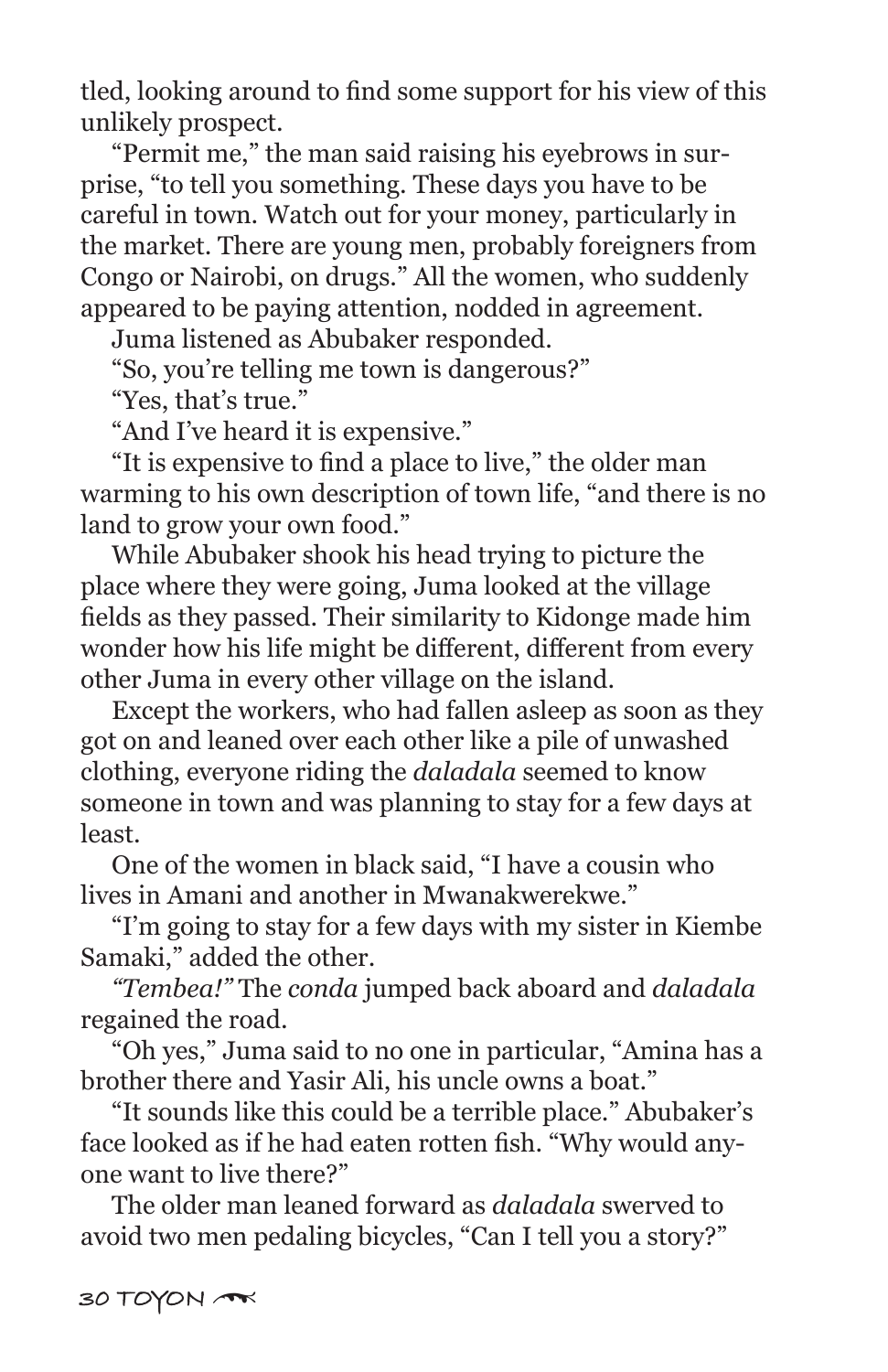tled, looking around to find some support for his view of this unlikely prospect.

"Permit me," the man said raising his eyebrows in surprise, "to tell you something. These days you have to be careful in town. Watch out for your money, particularly in the market. There are young men, probably foreigners from Congo or Nairobi, on drugs." All the women, who suddenly appeared to be paying attention, nodded in agreement.

Juma listened as Abubaker responded.

"So, you're telling me town is dangerous?"

"Yes, that's true."

"And I've heard it is expensive."

"It is expensive to find a place to live," the older man warming to his own description of town life, "and there is no land to grow your own food."

While Abubaker shook his head trying to picture the place where they were going, Juma looked at the village fields as they passed. Their similarity to Kidonge made him wonder how his life might be different, different from every other Juma in every other village on the island.

Except the workers, who had fallen asleep as soon as they got on and leaned over each other like a pile of unwashed clothing, everyone riding the *daladala* seemed to know someone in town and was planning to stay for a few days at least.

One of the women in black said, "I have a cousin who lives in Amani and another in Mwanakwerekwe."

"I'm going to stay for a few days with my sister in Kiembe Samaki," added the other.

*"Tembea!"* The *conda* jumped back aboard and *daladala* regained the road.

"Oh yes," Juma said to no one in particular, "Amina has a brother there and Yasir Ali, his uncle owns a boat."

"It sounds like this could be a terrible place." Abubaker's face looked as if he had eaten rotten fish. "Why would anyone want to live there?"

The older man leaned forward as *daladala* swerved to avoid two men pedaling bicycles, "Can I tell you a story?"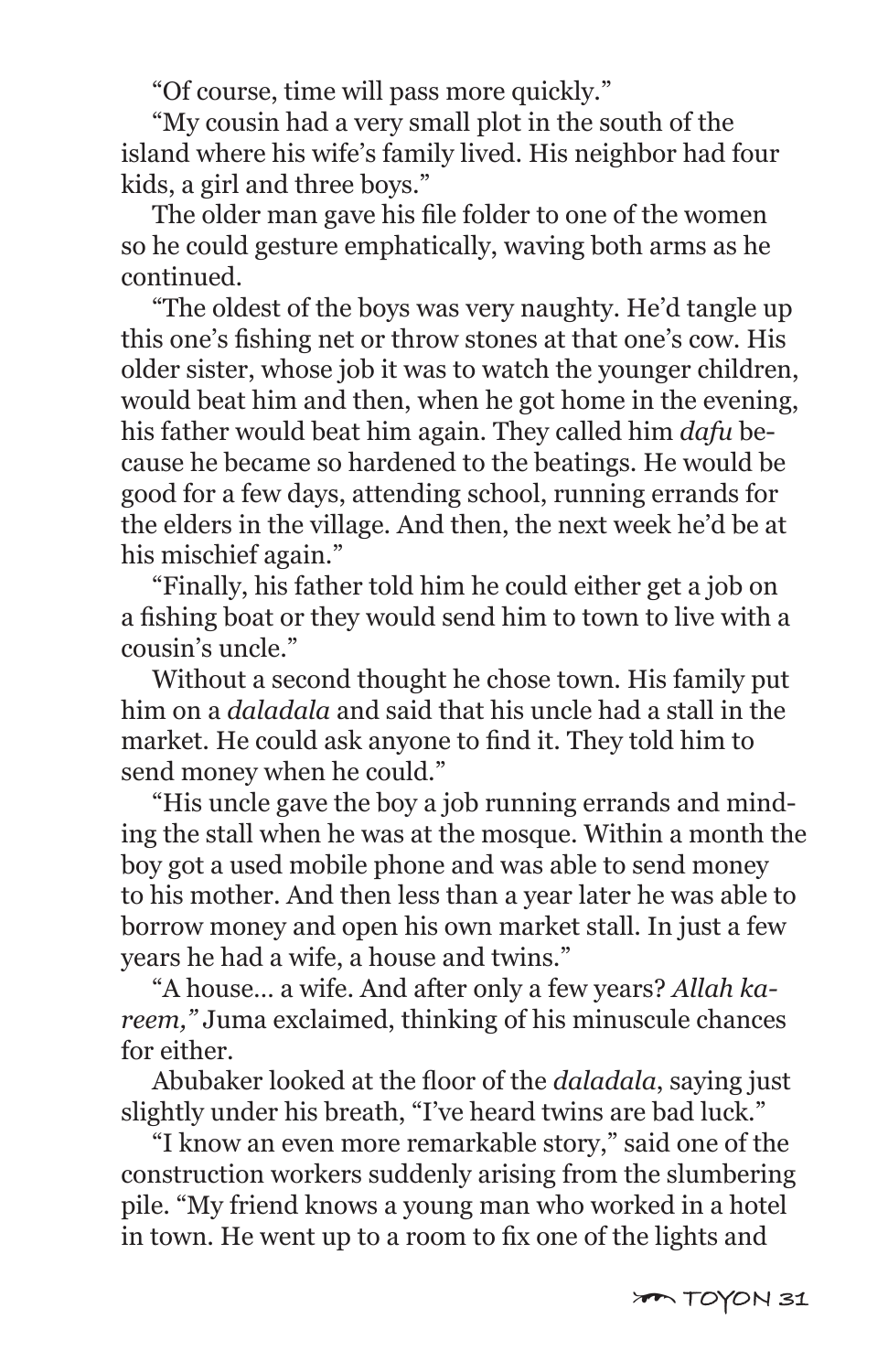"Of course, time will pass more quickly."

"My cousin had a very small plot in the south of the island where his wife's family lived. His neighbor had four kids, a girl and three boys."

The older man gave his file folder to one of the women so he could gesture emphatically, waving both arms as he continued.

"The oldest of the boys was very naughty. He'd tangle up this one's fishing net or throw stones at that one's cow. His older sister, whose job it was to watch the younger children, would beat him and then, when he got home in the evening, his father would beat him again. They called him *dafu* because he became so hardened to the beatings. He would be good for a few days, attending school, running errands for the elders in the village. And then, the next week he'd be at his mischief again."

"Finally, his father told him he could either get a job on a fishing boat or they would send him to town to live with a cousin's uncle."

Without a second thought he chose town. His family put him on a *daladala* and said that his uncle had a stall in the market. He could ask anyone to find it. They told him to send money when he could."

"His uncle gave the boy a job running errands and minding the stall when he was at the mosque. Within a month the boy got a used mobile phone and was able to send money to his mother. And then less than a year later he was able to borrow money and open his own market stall. In just a few years he had a wife, a house and twins."

"A house… a wife. And after only a few years? *Allah kareem,"* Juma exclaimed, thinking of his minuscule chances for either.

Abubaker looked at the floor of the *daladala*, saying just slightly under his breath, "I've heard twins are bad luck."

"I know an even more remarkable story," said one of the construction workers suddenly arising from the slumbering pile. "My friend knows a young man who worked in a hotel in town. He went up to a room to fix one of the lights and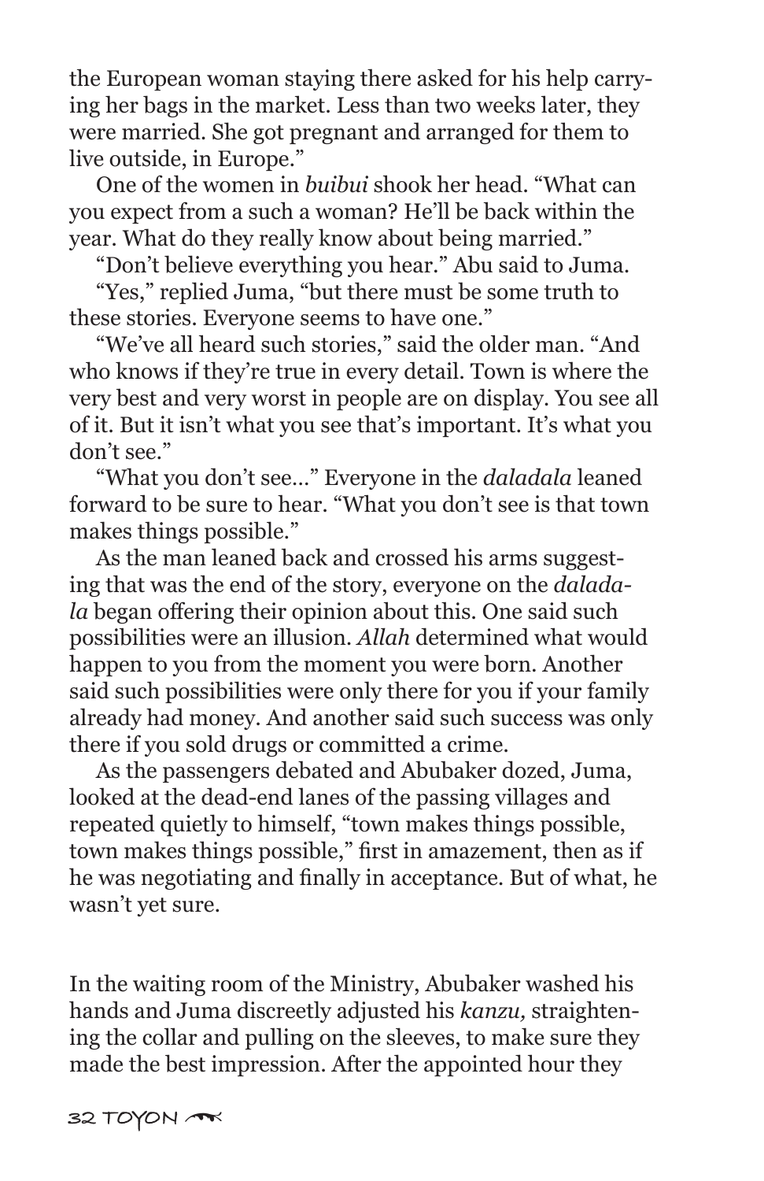the European woman staying there asked for his help carrying her bags in the market. Less than two weeks later, they were married. She got pregnant and arranged for them to live outside, in Europe."

One of the women in *buibui* shook her head. "What can you expect from a such a woman? He'll be back within the year. What do they really know about being married."

"Don't believe everything you hear." Abu said to Juma.

"Yes," replied Juma, "but there must be some truth to these stories. Everyone seems to have one."

"We've all heard such stories," said the older man. "And who knows if they're true in every detail. Town is where the very best and very worst in people are on display. You see all of it. But it isn't what you see that's important. It's what you don't see."

"What you don't see…" Everyone in the *daladala* leaned forward to be sure to hear. "What you don't see is that town makes things possible."

As the man leaned back and crossed his arms suggesting that was the end of the story, everyone on the *daladala* began offering their opinion about this. One said such possibilities were an illusion. *Allah* determined what would happen to you from the moment you were born. Another said such possibilities were only there for you if your family already had money. And another said such success was only there if you sold drugs or committed a crime.

As the passengers debated and Abubaker dozed, Juma, looked at the dead-end lanes of the passing villages and repeated quietly to himself, "town makes things possible, town makes things possible," first in amazement, then as if he was negotiating and finally in acceptance. But of what, he wasn't yet sure.

In the waiting room of the Ministry, Abubaker washed his hands and Juma discreetly adjusted his *kanzu,* straightening the collar and pulling on the sleeves, to make sure they made the best impression. After the appointed hour they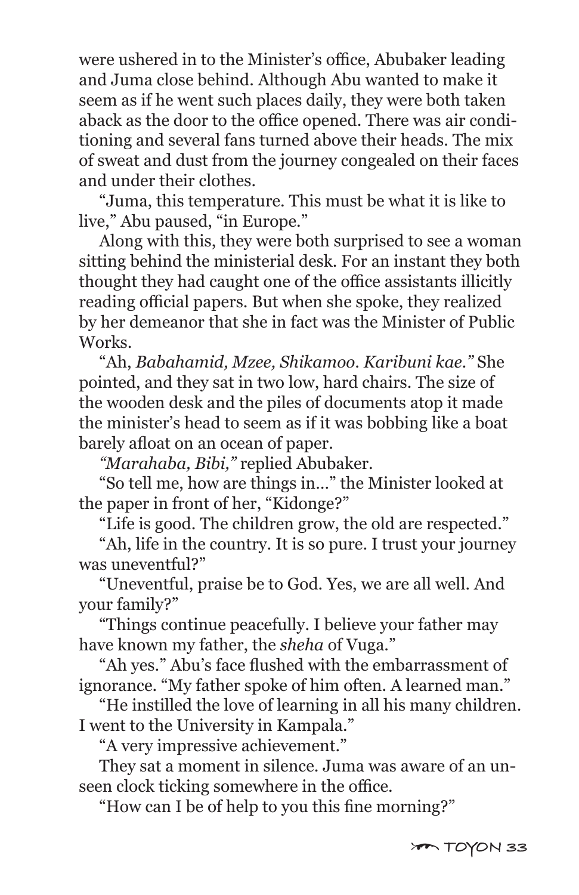were ushered in to the Minister's office, Abubaker leading and Juma close behind. Although Abu wanted to make it seem as if he went such places daily, they were both taken aback as the door to the office opened. There was air conditioning and several fans turned above their heads. The mix of sweat and dust from the journey congealed on their faces and under their clothes.

"Juma, this temperature. This must be what it is like to live," Abu paused, "in Europe."

Along with this, they were both surprised to see a woman sitting behind the ministerial desk. For an instant they both thought they had caught one of the office assistants illicitly reading official papers. But when she spoke, they realized by her demeanor that she in fact was the Minister of Public Works.

"Ah, *Babahamid, Mzee, Shikamoo. Karibuni kae."* She pointed, and they sat in two low, hard chairs. The size of the wooden desk and the piles of documents atop it made the minister's head to seem as if it was bobbing like a boat barely afloat on an ocean of paper.

*"Marahaba, Bibi,"* replied Abubaker.

"So tell me, how are things in…" the Minister looked at the paper in front of her, "Kidonge?"

"Life is good. The children grow, the old are respected."

"Ah, life in the country. It is so pure. I trust your journey was uneventful?"

"Uneventful, praise be to God. Yes, we are all well. And your family?"

"Things continue peacefully. I believe your father may have known my father, the *sheha* of Vuga."

"Ah yes." Abu's face flushed with the embarrassment of ignorance. "My father spoke of him often. A learned man."

"He instilled the love of learning in all his many children. I went to the University in Kampala."

"A very impressive achievement."

They sat a moment in silence. Juma was aware of an unseen clock ticking somewhere in the office.

"How can I be of help to you this fine morning?"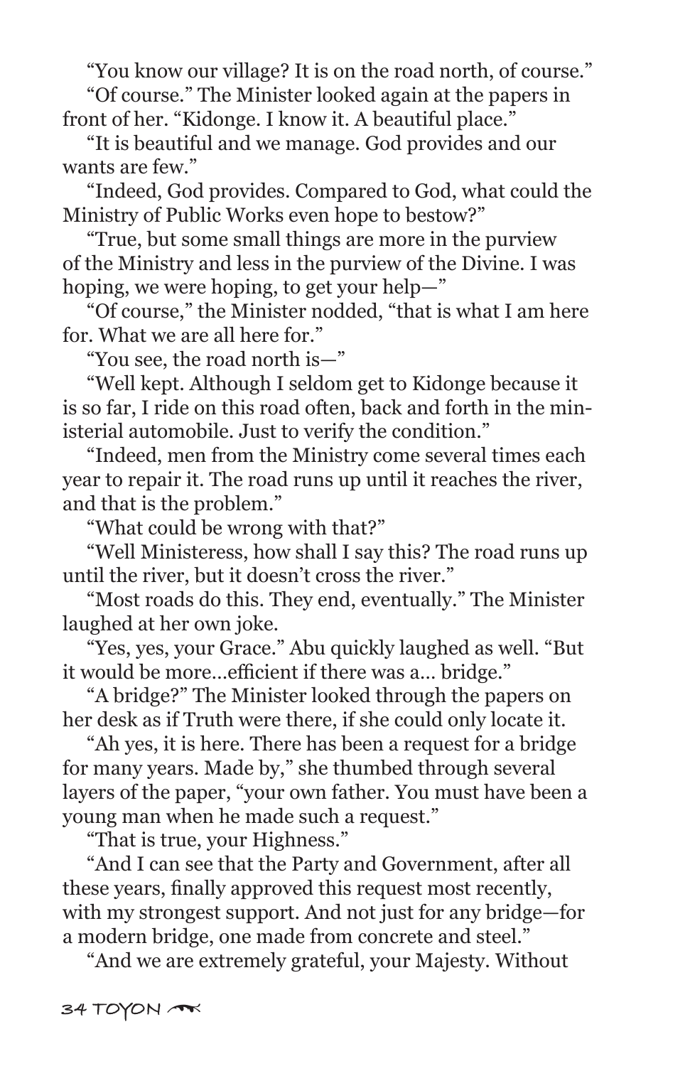"You know our village? It is on the road north, of course."

"Of course." The Minister looked again at the papers in front of her. "Kidonge. I know it. A beautiful place."

"It is beautiful and we manage. God provides and our wants are few."

"Indeed, God provides. Compared to God, what could the Ministry of Public Works even hope to bestow?"

"True, but some small things are more in the purview of the Ministry and less in the purview of the Divine. I was hoping, we were hoping, to get your help—"

"Of course," the Minister nodded, "that is what I am here for. What we are all here for."

"You see, the road north is—"

"Well kept. Although I seldom get to Kidonge because it is so far, I ride on this road often, back and forth in the ministerial automobile. Just to verify the condition."

"Indeed, men from the Ministry come several times each year to repair it. The road runs up until it reaches the river, and that is the problem."

"What could be wrong with that?"

"Well Ministeress, how shall I say this? The road runs up until the river, but it doesn't cross the river."

"Most roads do this. They end, eventually." The Minister laughed at her own joke.

"Yes, yes, your Grace." Abu quickly laughed as well. "But it would be more…efficient if there was a… bridge."

"A bridge?" The Minister looked through the papers on her desk as if Truth were there, if she could only locate it.

"Ah yes, it is here. There has been a request for a bridge for many years. Made by," she thumbed through several layers of the paper, "your own father. You must have been a young man when he made such a request."

"That is true, your Highness."

"And I can see that the Party and Government, after all these years, finally approved this request most recently, with my strongest support. And not just for any bridge—for a modern bridge, one made from concrete and steel."

"And we are extremely grateful, your Majesty. Without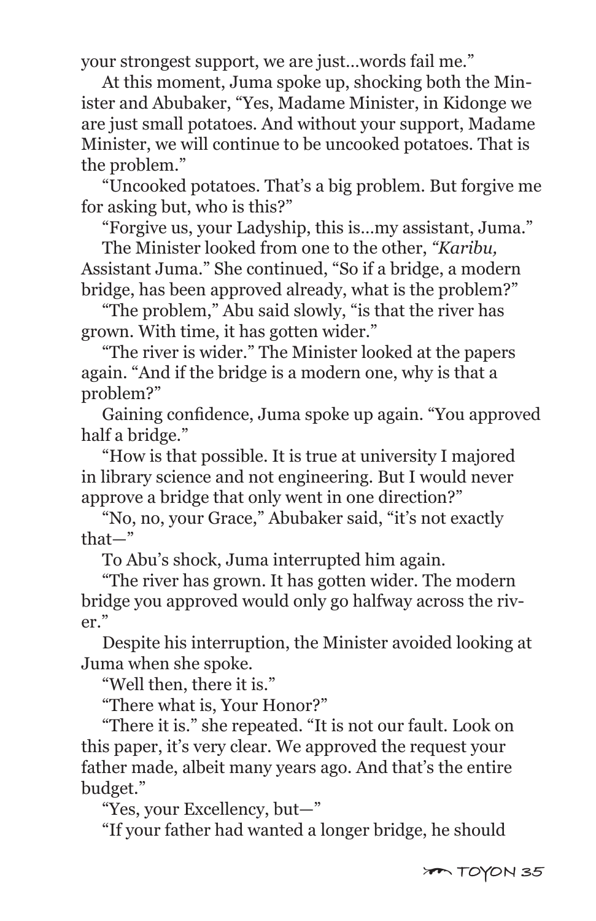your strongest support, we are just…words fail me."

At this moment, Juma spoke up, shocking both the Minister and Abubaker, "Yes, Madame Minister, in Kidonge we are just small potatoes. And without your support, Madame Minister, we will continue to be uncooked potatoes. That is the problem."

"Uncooked potatoes. That's a big problem. But forgive me for asking but, who is this?"

"Forgive us, your Ladyship, this is…my assistant, Juma."

The Minister looked from one to the other, *"Karibu,* Assistant Juma." She continued, "So if a bridge, a modern bridge, has been approved already, what is the problem?"

"The problem," Abu said slowly, "is that the river has grown. With time, it has gotten wider."

"The river is wider." The Minister looked at the papers again. "And if the bridge is a modern one, why is that a problem?"

Gaining confidence, Juma spoke up again. "You approved half a bridge."

"How is that possible. It is true at university I majored in library science and not engineering. But I would never approve a bridge that only went in one direction?"

"No, no, your Grace," Abubaker said, "it's not exactly that—"

To Abu's shock, Juma interrupted him again.

"The river has grown. It has gotten wider. The modern bridge you approved would only go halfway across the river."

Despite his interruption, the Minister avoided looking at Juma when she spoke.

"Well then, there it is."

"There what is, Your Honor?"

"There it is." she repeated. "It is not our fault. Look on this paper, it's very clear. We approved the request your father made, albeit many years ago. And that's the entire budget."

"Yes, your Excellency, but—"

"If your father had wanted a longer bridge, he should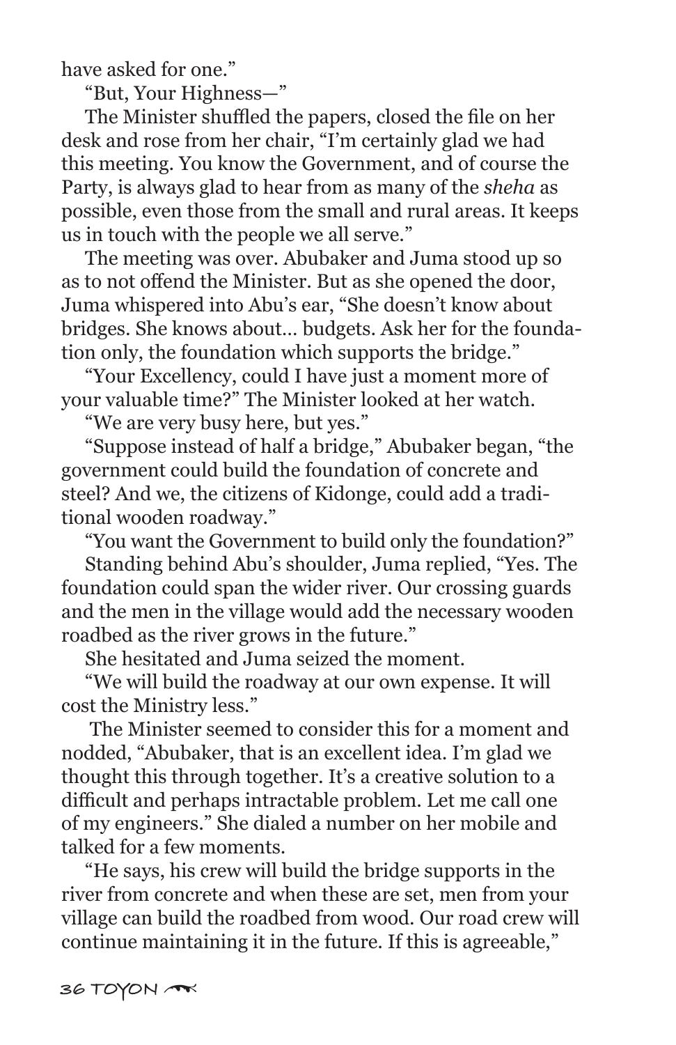have asked for one."

"But, Your Highness—"

The Minister shuffled the papers, closed the file on her desk and rose from her chair, "I'm certainly glad we had this meeting. You know the Government, and of course the Party, is always glad to hear from as many of the *sheha* as possible, even those from the small and rural areas. It keeps us in touch with the people we all serve."

The meeting was over. Abubaker and Juma stood up so as to not offend the Minister. But as she opened the door, Juma whispered into Abu's ear, "She doesn't know about bridges. She knows about… budgets. Ask her for the foundation only, the foundation which supports the bridge."

"Your Excellency, could I have just a moment more of your valuable time?" The Minister looked at her watch.

"We are very busy here, but yes."

"Suppose instead of half a bridge," Abubaker began, "the government could build the foundation of concrete and steel? And we, the citizens of Kidonge, could add a traditional wooden roadway."

"You want the Government to build only the foundation?"

Standing behind Abu's shoulder, Juma replied, "Yes. The foundation could span the wider river. Our crossing guards and the men in the village would add the necessary wooden roadbed as the river grows in the future."

She hesitated and Juma seized the moment.

"We will build the roadway at our own expense. It will cost the Ministry less."

The Minister seemed to consider this for a moment and nodded, "Abubaker, that is an excellent idea. I'm glad we thought this through together. It's a creative solution to a difficult and perhaps intractable problem. Let me call one of my engineers." She dialed a number on her mobile and talked for a few moments.

"He says, his crew will build the bridge supports in the river from concrete and when these are set, men from your village can build the roadbed from wood. Our road crew will continue maintaining it in the future. If this is agreeable,"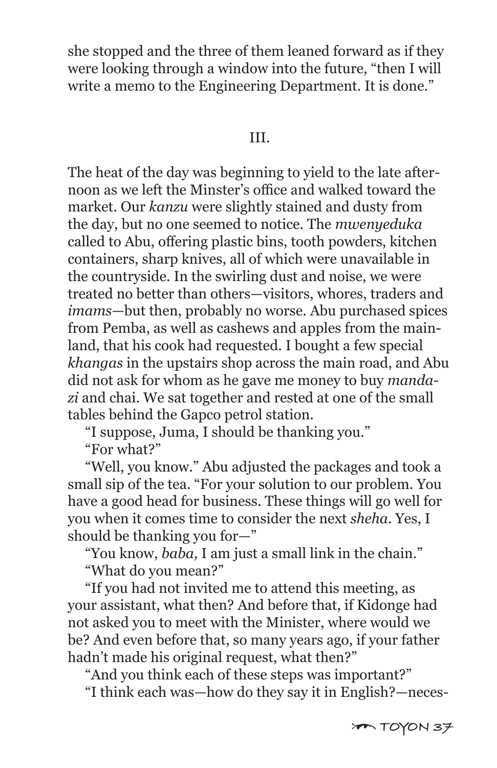she stopped and the three of them leaned forward as if they were looking through a window into the future, "then I will write a memo to the Engineering Department. It is done."

III.

The heat of the day was beginning to yield to the late afternoon as we left the Minster's office and walked toward the market. Our *kanzu* were slightly stained and dusty from the day, but no one seemed to notice. The *mwenyeduka* called to Abu, offering plastic bins, tooth powders, kitchen containers, sharp knives, all of which were unavailable in the countryside. In the swirling dust and noise, we were treated no better than others—visitors, whores, traders and *imams*—but then, probably no worse. Abu purchased spices from Pemba, as well as cashews and apples from the mainland, that his cook had requested. I bought a few special *khangas* in the upstairs shop across the main road, and Abu did not ask for whom as he gave me money to buy *mandazi* and chai. We sat together and rested at one of the small tables behind the Gapco petrol station.

"I suppose, Juma, I should be thanking you."

"For what?"

"Well, you know." Abu adjusted the packages and took a small sip of the tea. "For your solution to our problem. You have a good head for business. These things will go well for you when it comes time to consider the next *sheha*. Yes, I should be thanking you for—"

"You know, *baba,* I am just a small link in the chain."

"What do you mean?"

"If you had not invited me to attend this meeting, as your assistant, what then? And before that, if Kidonge had not asked you to meet with the Minister, where would we be? And even before that, so many years ago, if your father hadn't made his original request, what then?"

"And you think each of these steps was important?"

"I think each was—how do they say it in English?—neces-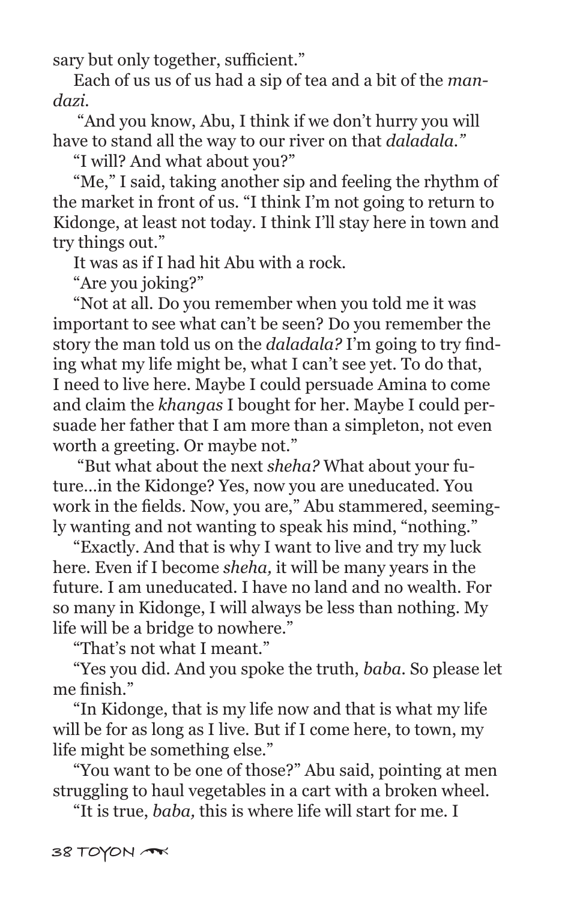sary but only together, sufficient."

Each of us us of us had a sip of tea and a bit of the *mandazi*.

"And you know, Abu, I think if we don't hurry you will have to stand all the way to our river on that *daladala."*

"I will? And what about you?"

"Me," I said, taking another sip and feeling the rhythm of the market in front of us. "I think I'm not going to return to Kidonge, at least not today. I think I'll stay here in town and try things out."

It was as if I had hit Abu with a rock.

"Are you joking?"

"Not at all. Do you remember when you told me it was important to see what can't be seen? Do you remember the story the man told us on the *daladala?* I'm going to try finding what my life might be, what I can't see yet. To do that, I need to live here. Maybe I could persuade Amina to come and claim the *khangas* I bought for her. Maybe I could persuade her father that I am more than a simpleton, not even worth a greeting. Or maybe not."

"But what about the next *sheha?* What about your future...in the Kidonge? Yes, now you are uneducated. You work in the fields. Now, you are," Abu stammered, seemingly wanting and not wanting to speak his mind, "nothing."

"Exactly. And that is why I want to live and try my luck here. Even if I become *sheha,* it will be many years in the future. I am uneducated. I have no land and no wealth. For so many in Kidonge, I will always be less than nothing. My life will be a bridge to nowhere."

"That's not what I meant."

"Yes you did. And you spoke the truth, *baba*. So please let me finish."

"In Kidonge, that is my life now and that is what my life will be for as long as I live. But if I come here, to town, my life might be something else."

"You want to be one of those?" Abu said, pointing at men struggling to haul vegetables in a cart with a broken wheel.

"It is true, *baba,* this is where life will start for me. I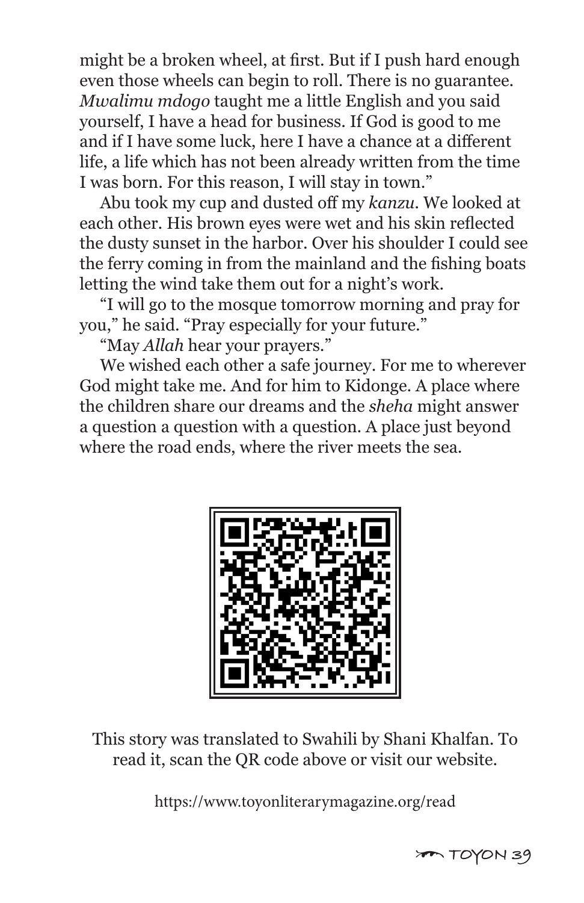might be a broken wheel, at first. But if I push hard enough even those wheels can begin to roll. There is no guarantee. *Mwalimu mdogo* taught me a little English and you said yourself, I have a head for business. If God is good to me and if I have some luck, here I have a chance at a different life, a life which has not been already written from the time I was born. For this reason, I will stay in town."

Abu took my cup and dusted off my *kanzu*. We looked at each other. His brown eyes were wet and his skin reflected the dusty sunset in the harbor. Over his shoulder I could see the ferry coming in from the mainland and the fishing boats letting the wind take them out for a night's work.

"I will go to the mosque tomorrow morning and pray for you," he said. "Pray especially for your future."

"May *Allah* hear your prayers."

We wished each other a safe journey. For me to wherever God might take me. And for him to Kidonge. A place where the children share our dreams and the *sheha* might answer a question a question with a question. A place just beyond where the road ends, where the river meets the sea.

This story was translated to Swahili by Shani Khalfan. To read it, scan the QR code above or visit our website.

https://www.toyonliterarymagazine.org/read